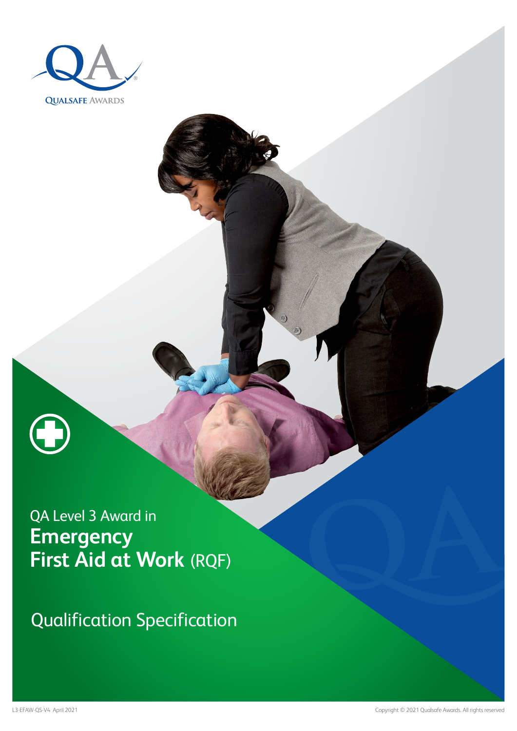QUALSAFE AWARDS

QA Level 3 Award in

# Emergency First Aid at Work (RQF)

## Qualification Specification

L3-EFAW-QS-V4 April 2021

Copyright © 2021 Qualsafe Awards. All rights reserved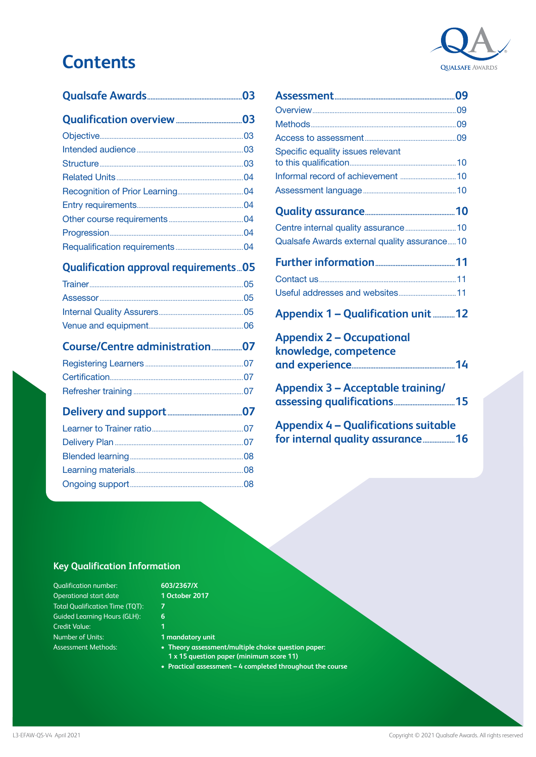# Contents

**Qualsafe Awards** ... 03

**Qualification overview** ... 03

- Objective ... 03
- Intended audience ... 03
- Structure ... 03
- Related Units ... 04
- Recognition of Prior Learning ... 04
- Entry requirements ... 04
- Other course requirements ... 04
- Progression ... 04
- Requalification requirements ... 04

**Qualification approval requirements** ... 05

- Trainer ... 05
- Assessor ... 05
- Internal Quality Assurers ... 05
- Venue and equipment ... 06

**Course/Centre administration** ... 07

- Registering Learners ... 07
- Certification ... 07
- Refresher training ... 07

**Delivery and support** ... 07

- Learner to Trainer ratio ... 07
- Delivery Plan ... 07
- Blended learning ... 08
- Learning materials ... 08
- Ongoing support ... 08

**Assessment** ... 09

- Overview ... 09
- Methods ... 09
- Access to assessment ... 09
- Specific equality issues relevant to this qualification ... 10
- Informal record of achievement ... 10
- Assessment language ... 10

**Quality assurance** ... 10

- Centre internal quality assurance ... 10
- Qualsafe Awards external quality assurance ... 10

**Further information** ... 11

- Contact us ... 11
- Useful addresses and websites ... 11

**Appendix 1 – Qualification unit** ... 12

**Appendix 2 – Occupational knowledge, competence and experience** ... 14

**Appendix 3 – Acceptable training/assessing qualifications** ... 15

**Appendix 4 – Qualifications suitable for internal quality assurance** ... 16

## Key Qualification Information

| | |
|---|---|
| Qualification number: | **603/2367/X** |
| Operational start date | **1 October 2017** |
| Total Qualification Time (TQT): | **7** |
| Guided Learning Hours (GLH): | **6** |
| Credit Value: | **1** |
| Number of Units: | **1 mandatory unit** |
| Assessment Methods: | • **Theory assessment/multiple choice question paper: 1 x 15 question paper (minimum score 11)**<br>• **Practical assessment – 4 completed throughout the course** |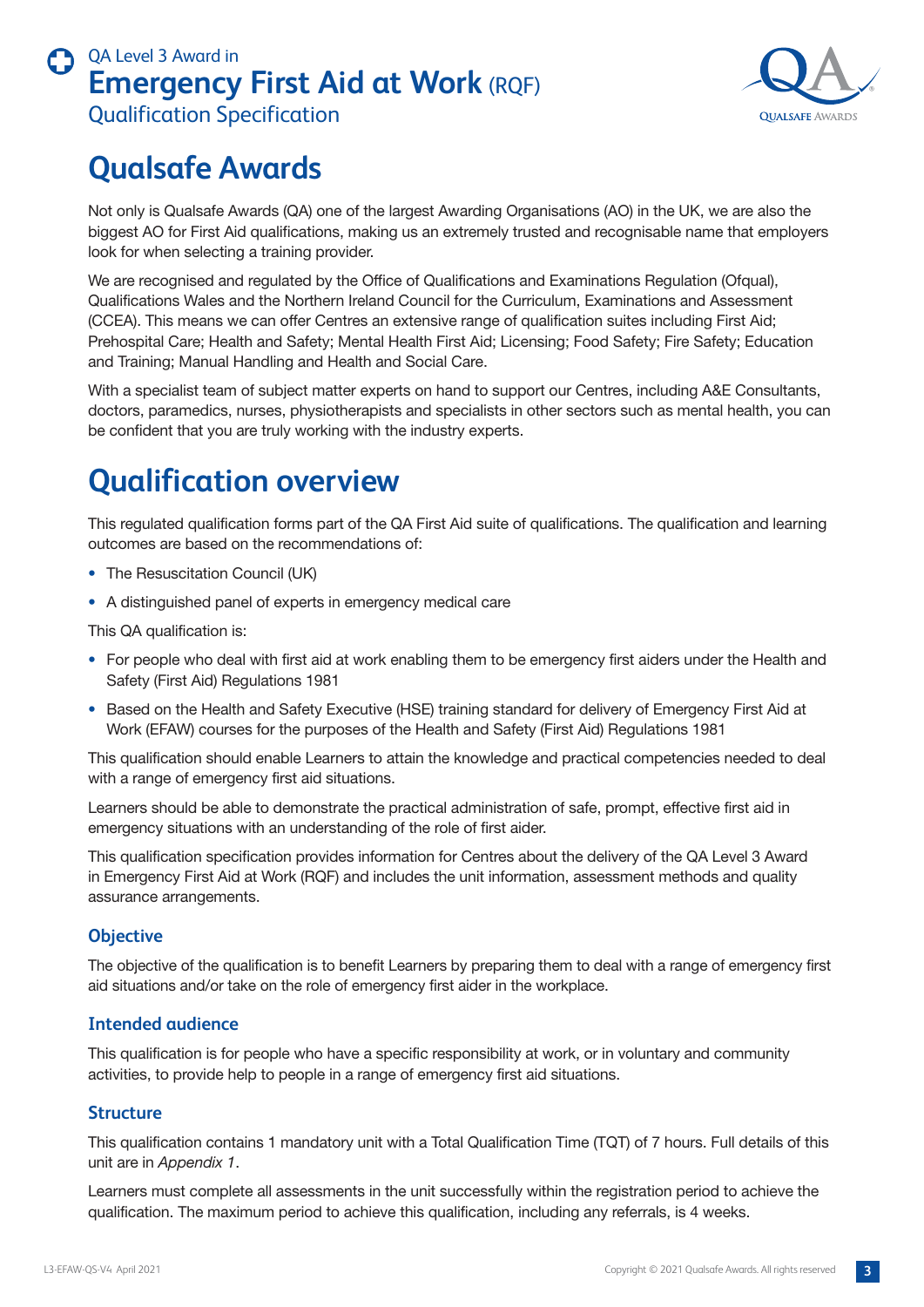# Qualsafe Awards

Not only is Qualsafe Awards (QA) one of the largest Awarding Organisations (AO) in the UK, we are also the biggest AO for First Aid qualifications, making us an extremely trusted and recognisable name that employers look for when selecting a training provider.

We are recognised and regulated by the Office of Qualifications and Examinations Regulation (Ofqual), Qualifications Wales and the Northern Ireland Council for the Curriculum, Examinations and Assessment (CCEA). This means we can offer Centres an extensive range of qualification suites including First Aid; Prehospital Care; Health and Safety; Mental Health First Aid; Licensing; Food Safety; Fire Safety; Education and Training; Manual Handling and Health and Social Care.

With a specialist team of subject matter experts on hand to support our Centres, including A&E Consultants, doctors, paramedics, nurses, physiotherapists and specialists in other sectors such as mental health, you can be confident that you are truly working with the industry experts.

# Qualification overview

This regulated qualification forms part of the QA First Aid suite of qualifications. The qualification and learning outcomes are based on the recommendations of:

- The Resuscitation Council (UK)
- A distinguished panel of experts in emergency medical care

This QA qualification is:

- For people who deal with first aid at work enabling them to be emergency first aiders under the Health and Safety (First Aid) Regulations 1981
- Based on the Health and Safety Executive (HSE) training standard for delivery of Emergency First Aid at Work (EFAW) courses for the purposes of the Health and Safety (First Aid) Regulations 1981

This qualification should enable Learners to attain the knowledge and practical competencies needed to deal with a range of emergency first aid situations.

Learners should be able to demonstrate the practical administration of safe, prompt, effective first aid in emergency situations with an understanding of the role of first aider.

This qualification specification provides information for Centres about the delivery of the QA Level 3 Award in Emergency First Aid at Work (RQF) and includes the unit information, assessment methods and quality assurance arrangements.

### Objective

The objective of the qualification is to benefit Learners by preparing them to deal with a range of emergency first aid situations and/or take on the role of emergency first aider in the workplace.

### Intended audience

This qualification is for people who have a specific responsibility at work, or in voluntary and community activities, to provide help to people in a range of emergency first aid situations.

### Structure

This qualification contains 1 mandatory unit with a Total Qualification Time (TQT) of 7 hours. Full details of this unit are in *Appendix 1*.

Learners must complete all assessments in the unit successfully within the registration period to achieve the qualification. The maximum period to achieve this qualification, including any referrals, is 4 weeks.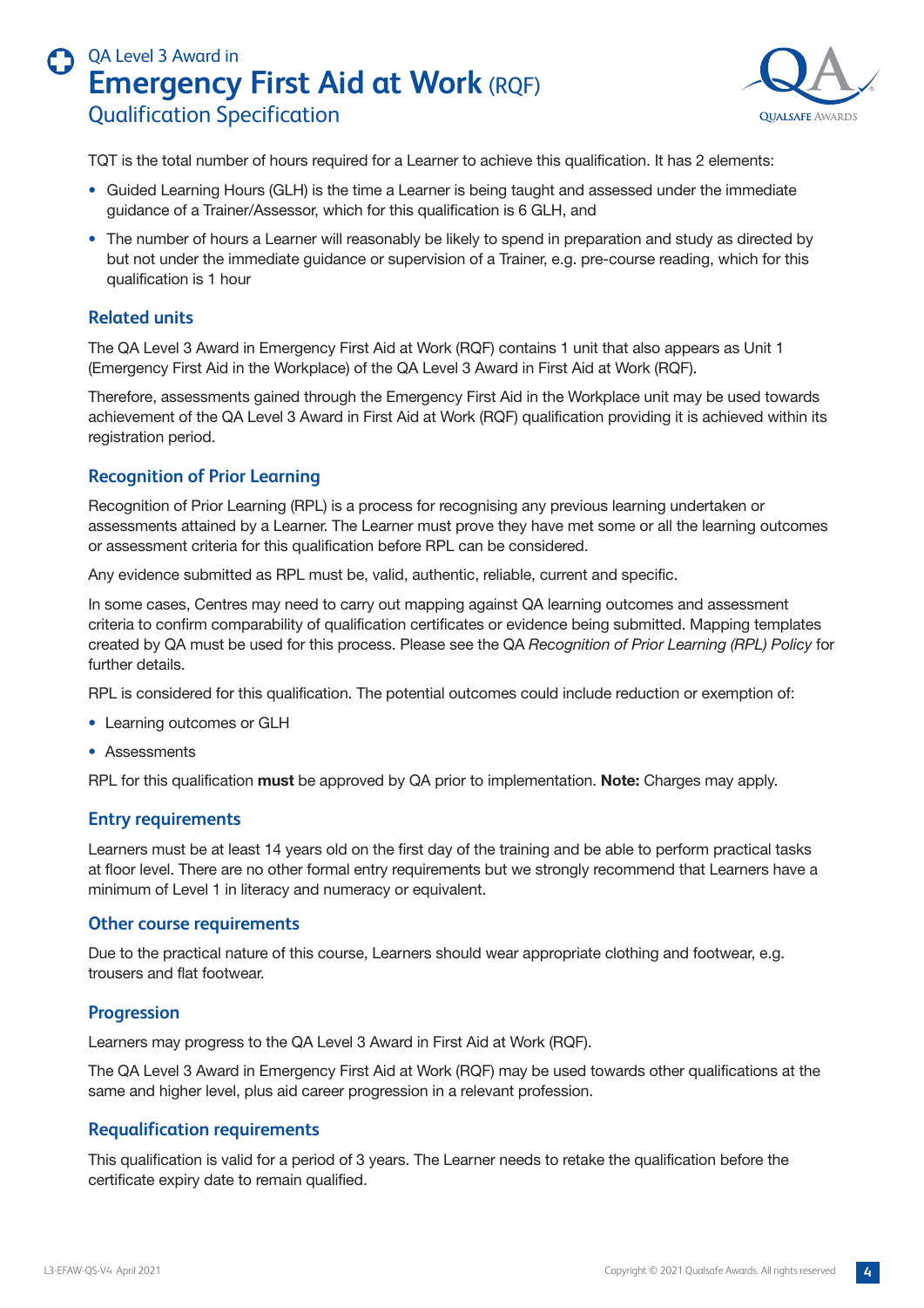TQT is the total number of hours required for a Learner to achieve this qualification. It has 2 elements:

- Guided Learning Hours (GLH) is the time a Learner is being taught and assessed under the immediate guidance of a Trainer/Assessor, which for this qualification is 6 GLH, and
- The number of hours a Learner will reasonably be likely to spend in preparation and study as directed by but not under the immediate guidance or supervision of a Trainer, e.g. pre-course reading, which for this qualification is 1 hour

### Related units

The QA Level 3 Award in Emergency First Aid at Work (RQF) contains 1 unit that also appears as Unit 1 (Emergency First Aid in the Workplace) of the QA Level 3 Award in First Aid at Work (RQF).

Therefore, assessments gained through the Emergency First Aid in the Workplace unit may be used towards achievement of the QA Level 3 Award in First Aid at Work (RQF) qualification providing it is achieved within its registration period.

### Recognition of Prior Learning

Recognition of Prior Learning (RPL) is a process for recognising any previous learning undertaken or assessments attained by a Learner. The Learner must prove they have met some or all the learning outcomes or assessment criteria for this qualification before RPL can be considered.

Any evidence submitted as RPL must be, valid, authentic, reliable, current and specific.

In some cases, Centres may need to carry out mapping against QA learning outcomes and assessment criteria to confirm comparability of qualification certificates or evidence being submitted. Mapping templates created by QA must be used for this process. Please see the QA *Recognition of Prior Learning (RPL) Policy* for further details.

RPL is considered for this qualification. The potential outcomes could include reduction or exemption of:

- Learning outcomes or GLH
- Assessments

RPL for this qualification **must** be approved by QA prior to implementation. **Note:** Charges may apply.

### Entry requirements

Learners must be at least 14 years old on the first day of the training and be able to perform practical tasks at floor level. There are no other formal entry requirements but we strongly recommend that Learners have a minimum of Level 1 in literacy and numeracy or equivalent.

### Other course requirements

Due to the practical nature of this course, Learners should wear appropriate clothing and footwear, e.g. trousers and flat footwear.

### Progression

Learners may progress to the QA Level 3 Award in First Aid at Work (RQF).

The QA Level 3 Award in Emergency First Aid at Work (RQF) may be used towards other qualifications at the same and higher level, plus aid career progression in a relevant profession.

### Requalification requirements

This qualification is valid for a period of 3 years. The Learner needs to retake the qualification before the certificate expiry date to remain qualified.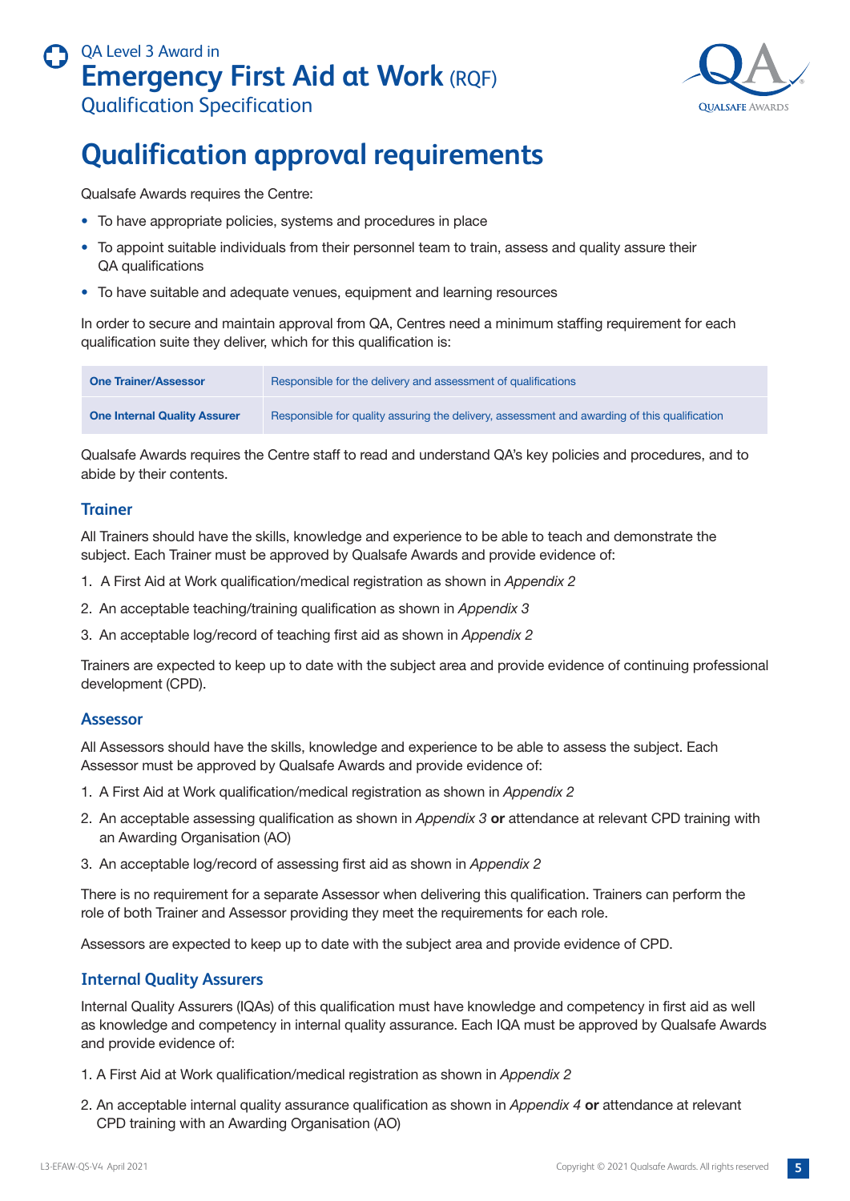# Qualification approval requirements

Qualsafe Awards requires the Centre:

- To have appropriate policies, systems and procedures in place
- To appoint suitable individuals from their personnel team to train, assess and quality assure their QA qualifications
- To have suitable and adequate venues, equipment and learning resources

In order to secure and maintain approval from QA, Centres need a minimum staffing requirement for each qualification suite they deliver, which for this qualification is:

| Role | Responsibility |
|---|---|
| **One Trainer/Assessor** | Responsible for the delivery and assessment of qualifications |
| **One Internal Quality Assurer** | Responsible for quality assuring the delivery, assessment and awarding of this qualification |

Qualsafe Awards requires the Centre staff to read and understand QA's key policies and procedures, and to abide by their contents.

## Trainer

All Trainers should have the skills, knowledge and experience to be able to teach and demonstrate the subject. Each Trainer must be approved by Qualsafe Awards and provide evidence of:

1. A First Aid at Work qualification/medical registration as shown in *Appendix 2*
2. An acceptable teaching/training qualification as shown in *Appendix 3*
3. An acceptable log/record of teaching first aid as shown in *Appendix 2*

Trainers are expected to keep up to date with the subject area and provide evidence of continuing professional development (CPD).

## Assessor

All Assessors should have the skills, knowledge and experience to be able to assess the subject. Each Assessor must be approved by Qualsafe Awards and provide evidence of:

1. A First Aid at Work qualification/medical registration as shown in *Appendix 2*
2. An acceptable assessing qualification as shown in *Appendix 3* **or** attendance at relevant CPD training with an Awarding Organisation (AO)
3. An acceptable log/record of assessing first aid as shown in *Appendix 2*

There is no requirement for a separate Assessor when delivering this qualification. Trainers can perform the role of both Trainer and Assessor providing they meet the requirements for each role.

Assessors are expected to keep up to date with the subject area and provide evidence of CPD.

## Internal Quality Assurers

Internal Quality Assurers (IQAs) of this qualification must have knowledge and competency in first aid as well as knowledge and competency in internal quality assurance. Each IQA must be approved by Qualsafe Awards and provide evidence of:

1. A First Aid at Work qualification/medical registration as shown in *Appendix 2*
2. An acceptable internal quality assurance qualification as shown in *Appendix 4* **or** attendance at relevant CPD training with an Awarding Organisation (AO)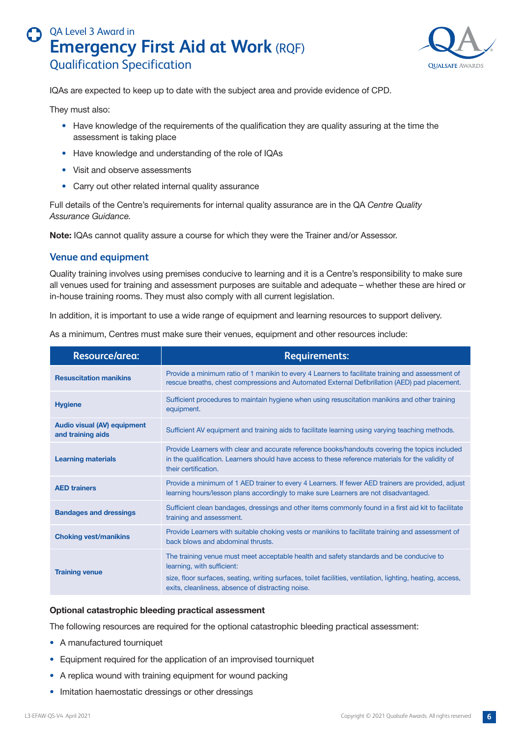IQAs are expected to keep up to date with the subject area and provide evidence of CPD.

They must also:

- Have knowledge of the requirements of the qualification they are quality assuring at the time the assessment is taking place
- Have knowledge and understanding of the role of IQAs
- Visit and observe assessments
- Carry out other related internal quality assurance

Full details of the Centre's requirements for internal quality assurance are in the QA *Centre Quality Assurance Guidance.*

**Note:** IQAs cannot quality assure a course for which they were the Trainer and/or Assessor.

## Venue and equipment

Quality training involves using premises conducive to learning and it is a Centre's responsibility to make sure all venues used for training and assessment purposes are suitable and adequate – whether these are hired or in-house training rooms. They must also comply with all current legislation.

In addition, it is important to use a wide range of equipment and learning resources to support delivery.

As a minimum, Centres must make sure their venues, equipment and other resources include:

| Resource/area: | Requirements: |
|---|---|
| **Resuscitation manikins** | Provide a minimum ratio of 1 manikin to every 4 Learners to facilitate training and assessment of rescue breaths, chest compressions and Automated External Defibrillation (AED) pad placement. |
| **Hygiene** | Sufficient procedures to maintain hygiene when using resuscitation manikins and other training equipment. |
| **Audio visual (AV) equipment and training aids** | Sufficient AV equipment and training aids to facilitate learning using varying teaching methods. |
| **Learning materials** | Provide Learners with clear and accurate reference books/handouts covering the topics included in the qualification. Learners should have access to these reference materials for the validity of their certification. |
| **AED trainers** | Provide a minimum of 1 AED trainer to every 4 Learners. If fewer AED trainers are provided, adjust learning hours/lesson plans accordingly to make sure Learners are not disadvantaged. |
| **Bandages and dressings** | Sufficient clean bandages, dressings and other items commonly found in a first aid kit to facilitate training and assessment. |
| **Choking vest/manikins** | Provide Learners with suitable choking vests or manikins to facilitate training and assessment of back blows and abdominal thrusts. |
| **Training venue** | The training venue must meet acceptable health and safety standards and be conducive to learning, with sufficient: size, floor surfaces, seating, writing surfaces, toilet facilities, ventilation, lighting, heating, access, exits, cleanliness, absence of distracting noise. |

**Optional catastrophic bleeding practical assessment**

The following resources are required for the optional catastrophic bleeding practical assessment:

- A manufactured tourniquet
- Equipment required for the application of an improvised tourniquet
- A replica wound with training equipment for wound packing
- Imitation haemostatic dressings or other dressings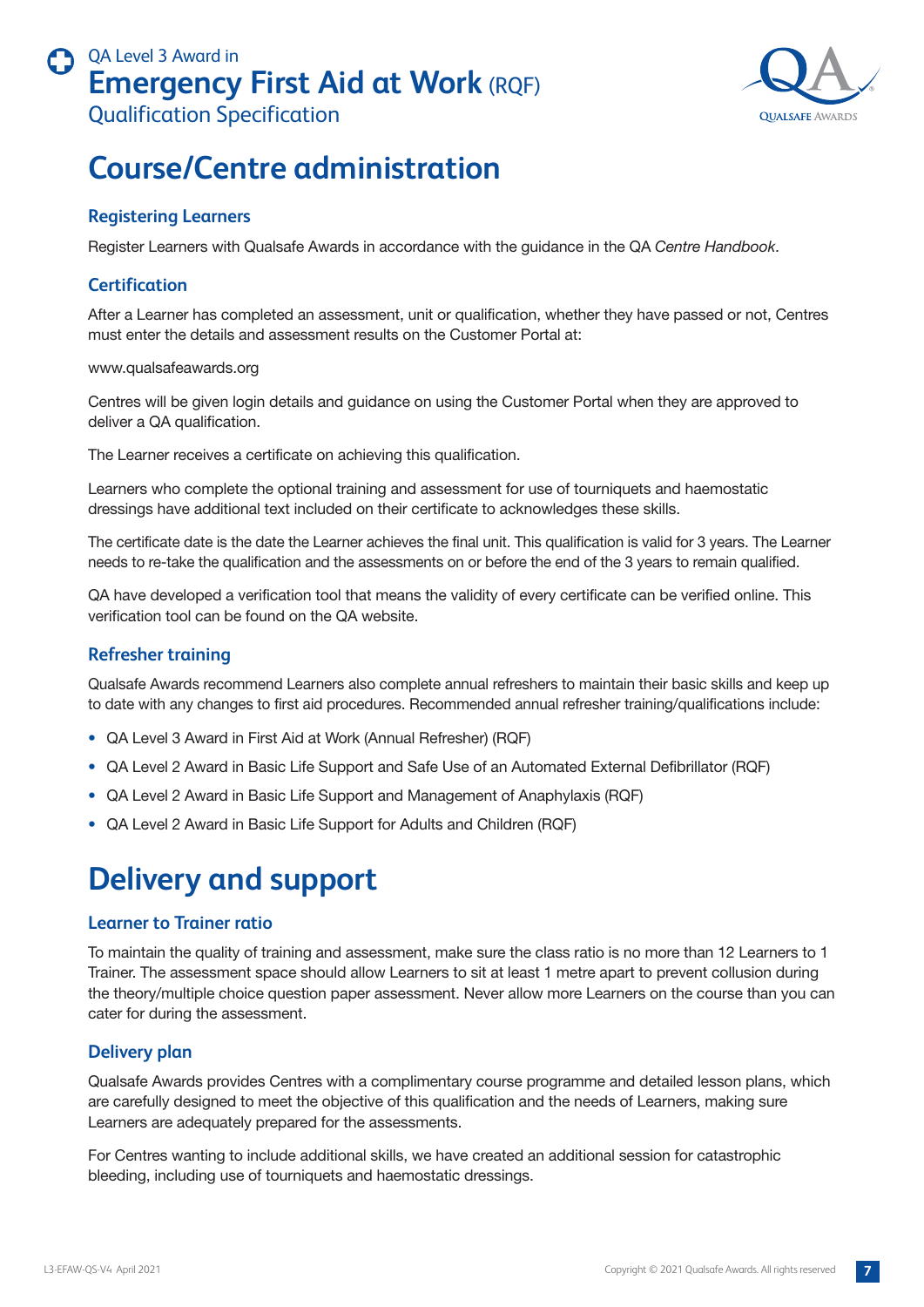# Course/Centre administration

## Registering Learners

Register Learners with Qualsafe Awards in accordance with the guidance in the QA *Centre Handbook*.

## Certification

After a Learner has completed an assessment, unit or qualification, whether they have passed or not, Centres must enter the details and assessment results on the Customer Portal at:

www.qualsafeawards.org

Centres will be given login details and guidance on using the Customer Portal when they are approved to deliver a QA qualification.

The Learner receives a certificate on achieving this qualification.

Learners who complete the optional training and assessment for use of tourniquets and haemostatic dressings have additional text included on their certificate to acknowledges these skills.

The certificate date is the date the Learner achieves the final unit. This qualification is valid for 3 years. The Learner needs to re-take the qualification and the assessments on or before the end of the 3 years to remain qualified.

QA have developed a verification tool that means the validity of every certificate can be verified online. This verification tool can be found on the QA website.

## Refresher training

Qualsafe Awards recommend Learners also complete annual refreshers to maintain their basic skills and keep up to date with any changes to first aid procedures. Recommended annual refresher training/qualifications include:

- QA Level 3 Award in First Aid at Work (Annual Refresher) (RQF)
- QA Level 2 Award in Basic Life Support and Safe Use of an Automated External Defibrillator (RQF)
- QA Level 2 Award in Basic Life Support and Management of Anaphylaxis (RQF)
- QA Level 2 Award in Basic Life Support for Adults and Children (RQF)

# Delivery and support

## Learner to Trainer ratio

To maintain the quality of training and assessment, make sure the class ratio is no more than 12 Learners to 1 Trainer. The assessment space should allow Learners to sit at least 1 metre apart to prevent collusion during the theory/multiple choice question paper assessment. Never allow more Learners on the course than you can cater for during the assessment.

## Delivery plan

Qualsafe Awards provides Centres with a complimentary course programme and detailed lesson plans, which are carefully designed to meet the objective of this qualification and the needs of Learners, making sure Learners are adequately prepared for the assessments.

For Centres wanting to include additional skills, we have created an additional session for catastrophic bleeding, including use of tourniquets and haemostatic dressings.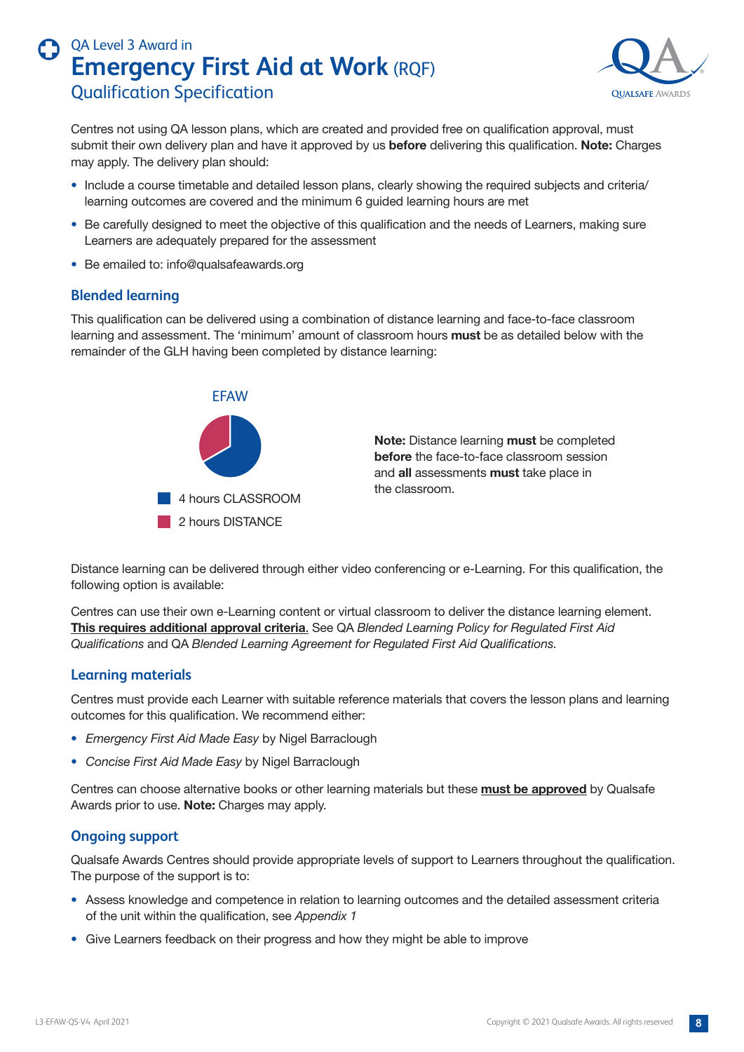Centres not using QA lesson plans, which are created and provided free on qualification approval, must submit their own delivery plan and have it approved by us **before** delivering this qualification. **Note:** Charges may apply. The delivery plan should:

- Include a course timetable and detailed lesson plans, clearly showing the required subjects and criteria/learning outcomes are covered and the minimum 6 guided learning hours are met
- Be carefully designed to meet the objective of this qualification and the needs of Learners, making sure Learners are adequately prepared for the assessment
- Be emailed to: info@qualsafeawards.org

## Blended learning

This qualification can be delivered using a combination of distance learning and face-to-face classroom learning and assessment. The 'minimum' amount of classroom hours **must** be as detailed below with the remainder of the GLH having been completed by distance learning:

EFAW

- 4 hours CLASSROOM
- 2 hours DISTANCE

**Note:** Distance learning **must** be completed **before** the face-to-face classroom session and **all** assessments **must** take place in the classroom.

Distance learning can be delivered through either video conferencing or e-Learning. For this qualification, the following option is available:

Centres can use their own e-Learning content or virtual classroom to deliver the distance learning element. **This requires additional approval criteria**. See QA *Blended Learning Policy for Regulated First Aid Qualifications* and QA *Blended Learning Agreement for Regulated First Aid Qualifications.*

## Learning materials

Centres must provide each Learner with suitable reference materials that covers the lesson plans and learning outcomes for this qualification. We recommend either:

- *Emergency First Aid Made Easy* by Nigel Barraclough
- *Concise First Aid Made Easy* by Nigel Barraclough

Centres can choose alternative books or other learning materials but these **must be approved** by Qualsafe Awards prior to use. **Note:** Charges may apply.

## Ongoing support

Qualsafe Awards Centres should provide appropriate levels of support to Learners throughout the qualification. The purpose of the support is to:

- Assess knowledge and competence in relation to learning outcomes and the detailed assessment criteria of the unit within the qualification, see *Appendix 1*
- Give Learners feedback on their progress and how they might be able to improve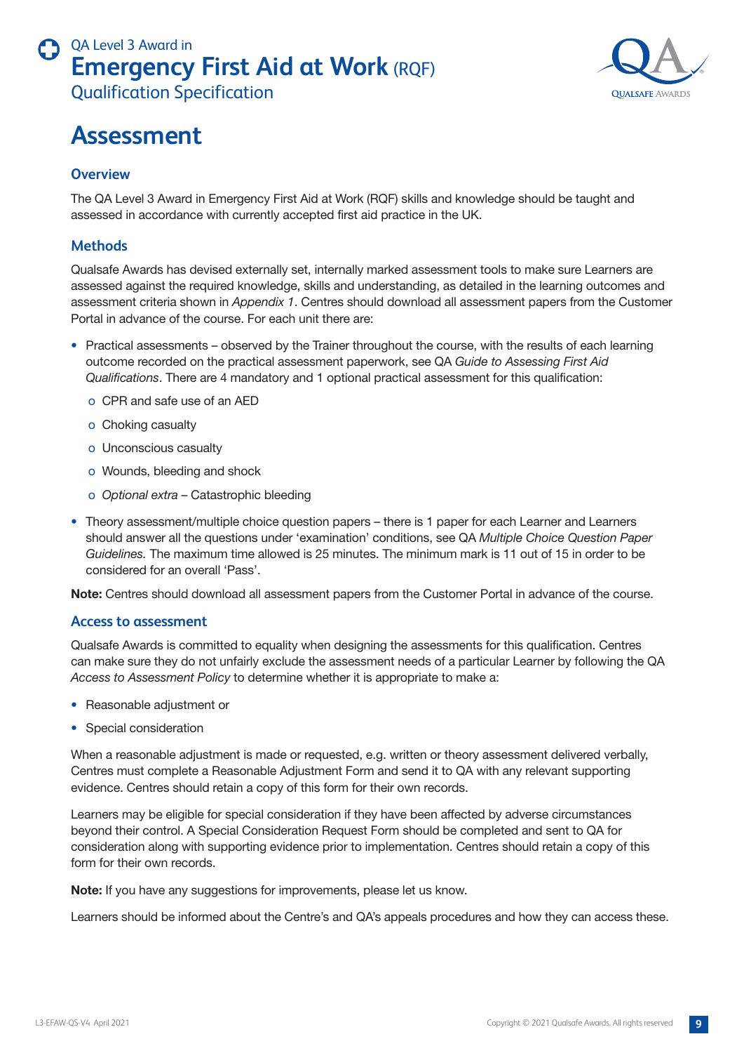# Assessment

### Overview

The QA Level 3 Award in Emergency First Aid at Work (RQF) skills and knowledge should be taught and assessed in accordance with currently accepted first aid practice in the UK.

### Methods

Qualsafe Awards has devised externally set, internally marked assessment tools to make sure Learners are assessed against the required knowledge, skills and understanding, as detailed in the learning outcomes and assessment criteria shown in *Appendix 1*. Centres should download all assessment papers from the Customer Portal in advance of the course. For each unit there are:

- Practical assessments – observed by the Trainer throughout the course, with the results of each learning outcome recorded on the practical assessment paperwork, see QA *Guide to Assessing First Aid Qualifications*. There are 4 mandatory and 1 optional practical assessment for this qualification:
    - CPR and safe use of an AED
    - Choking casualty
    - Unconscious casualty
    - Wounds, bleeding and shock
    - *Optional extra* – Catastrophic bleeding
- Theory assessment/multiple choice question papers – there is 1 paper for each Learner and Learners should answer all the questions under 'examination' conditions, see QA *Multiple Choice Question Paper Guidelines.* The maximum time allowed is 25 minutes. The minimum mark is 11 out of 15 in order to be considered for an overall 'Pass'.

**Note:** Centres should download all assessment papers from the Customer Portal in advance of the course.

### Access to assessment

Qualsafe Awards is committed to equality when designing the assessments for this qualification. Centres can make sure they do not unfairly exclude the assessment needs of a particular Learner by following the QA *Access to Assessment Policy* to determine whether it is appropriate to make a:

- Reasonable adjustment or
- Special consideration

When a reasonable adjustment is made or requested, e.g. written or theory assessment delivered verbally, Centres must complete a Reasonable Adjustment Form and send it to QA with any relevant supporting evidence. Centres should retain a copy of this form for their own records.

Learners may be eligible for special consideration if they have been affected by adverse circumstances beyond their control. A Special Consideration Request Form should be completed and sent to QA for consideration along with supporting evidence prior to implementation. Centres should retain a copy of this form for their own records.

**Note:** If you have any suggestions for improvements, please let us know.

Learners should be informed about the Centre's and QA's appeals procedures and how they can access these.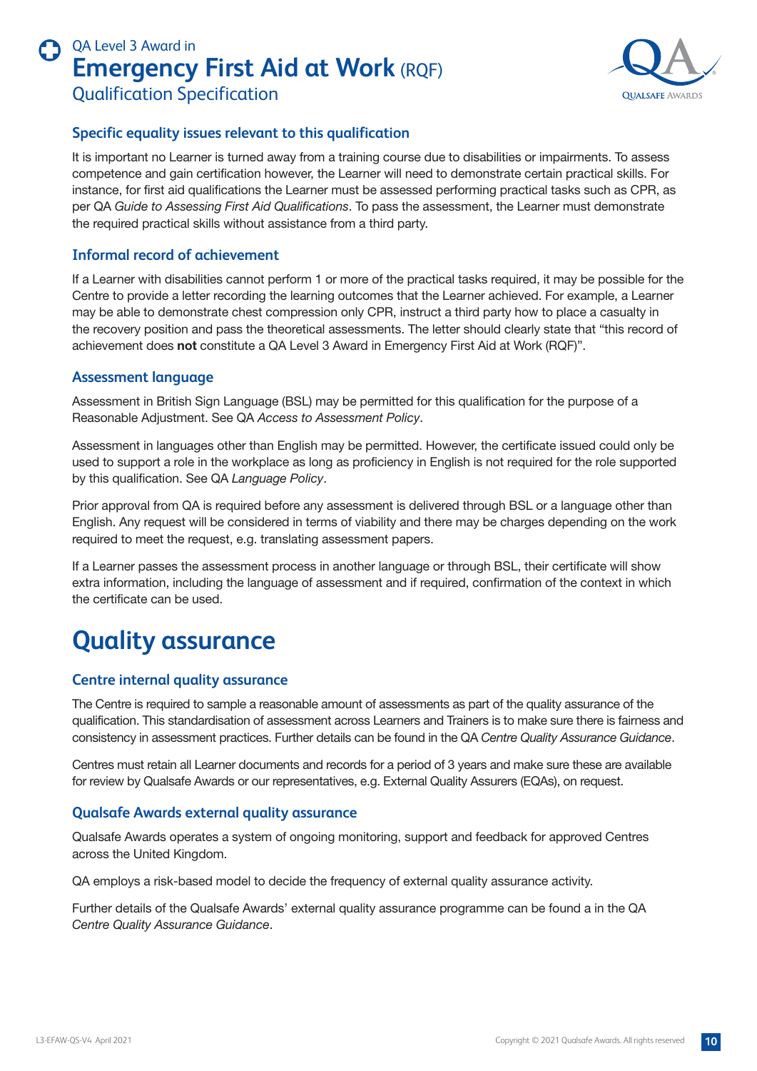### Specific equality issues relevant to this qualification

It is important no Learner is turned away from a training course due to disabilities or impairments. To assess competence and gain certification however, the Learner will need to demonstrate certain practical skills. For instance, for first aid qualifications the Learner must be assessed performing practical tasks such as CPR, as per QA *Guide to Assessing First Aid Qualifications*. To pass the assessment, the Learner must demonstrate the required practical skills without assistance from a third party.

### Informal record of achievement

If a Learner with disabilities cannot perform 1 or more of the practical tasks required, it may be possible for the Centre to provide a letter recording the learning outcomes that the Learner achieved. For example, a Learner may be able to demonstrate chest compression only CPR, instruct a third party how to place a casualty in the recovery position and pass the theoretical assessments. The letter should clearly state that "this record of achievement does **not** constitute a QA Level 3 Award in Emergency First Aid at Work (RQF)".

### Assessment language

Assessment in British Sign Language (BSL) may be permitted for this qualification for the purpose of a Reasonable Adjustment. See QA *Access to Assessment Policy*.

Assessment in languages other than English may be permitted. However, the certificate issued could only be used to support a role in the workplace as long as proficiency in English is not required for the role supported by this qualification. See QA *Language Policy*.

Prior approval from QA is required before any assessment is delivered through BSL or a language other than English. Any request will be considered in terms of viability and there may be charges depending on the work required to meet the request, e.g. translating assessment papers.

If a Learner passes the assessment process in another language or through BSL, their certificate will show extra information, including the language of assessment and if required, confirmation of the context in which the certificate can be used.

## Quality assurance

### Centre internal quality assurance

The Centre is required to sample a reasonable amount of assessments as part of the quality assurance of the qualification. This standardisation of assessment across Learners and Trainers is to make sure there is fairness and consistency in assessment practices. Further details can be found in the QA *Centre Quality Assurance Guidance*.

Centres must retain all Learner documents and records for a period of 3 years and make sure these are available for review by Qualsafe Awards or our representatives, e.g. External Quality Assurers (EQAs), on request.

### Qualsafe Awards external quality assurance

Qualsafe Awards operates a system of ongoing monitoring, support and feedback for approved Centres across the United Kingdom.

QA employs a risk-based model to decide the frequency of external quality assurance activity.

Further details of the Qualsafe Awards' external quality assurance programme can be found a in the QA *Centre Quality Assurance Guidance*.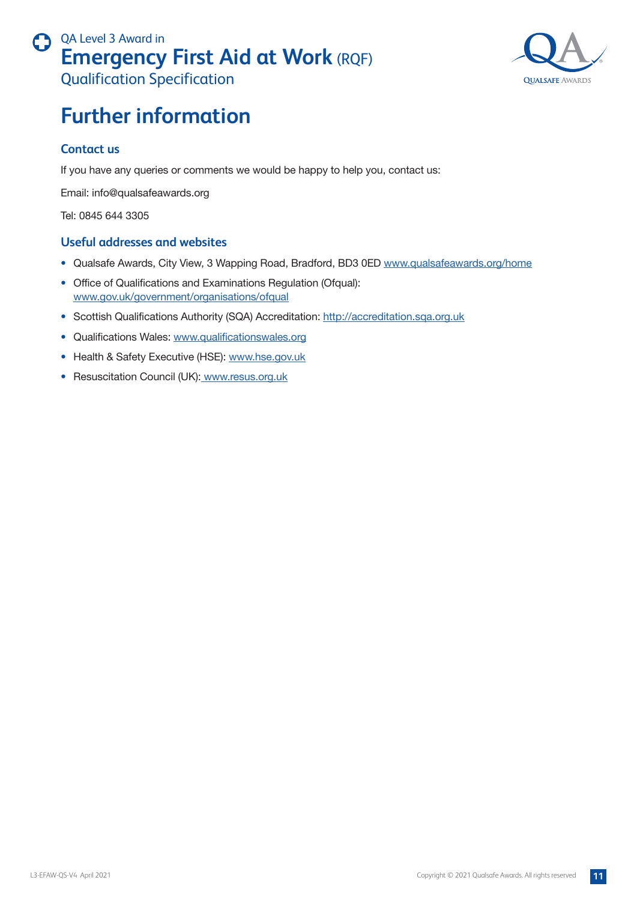# Further information

## Contact us

If you have any queries or comments we would be happy to help you, contact us:

Email: info@qualsafeawards.org

Tel: 0845 644 3305

## Useful addresses and websites

- Qualsafe Awards, City View, 3 Wapping Road, Bradford, BD3 0ED www.qualsafeawards.org/home
- Office of Qualifications and Examinations Regulation (Ofqual): www.gov.uk/government/organisations/ofqual
- Scottish Qualifications Authority (SQA) Accreditation: http://accreditation.sqa.org.uk
- Qualifications Wales: www.qualificationswales.org
- Health & Safety Executive (HSE): www.hse.gov.uk
- Resuscitation Council (UK): www.resus.org.uk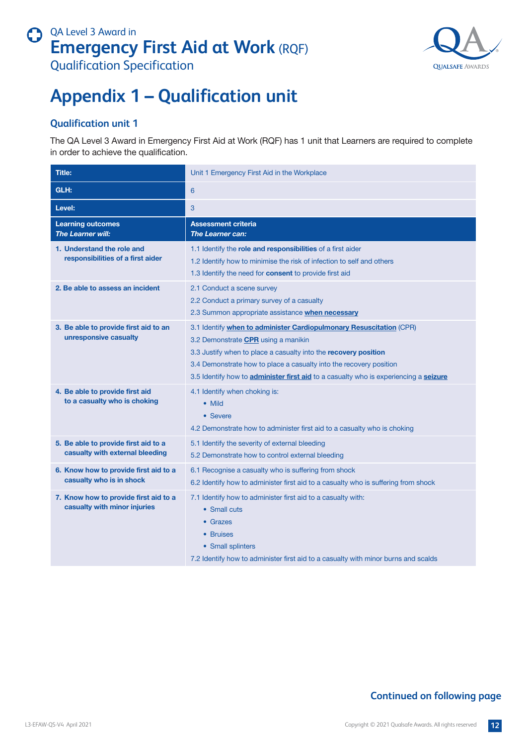# Appendix 1 – Qualification unit

## Qualification unit 1

The QA Level 3 Award in Emergency First Aid at Work (RQF) has 1 unit that Learners are required to complete in order to achieve the qualification.

| **Title:** | Unit 1 Emergency First Aid in the Workplace |
|---|---|
| **GLH:** | 6 |
| **Level:** | 3 |
| **Learning outcomes** ***The Learner will:*** | **Assessment criteria** ***The Learner can:*** |
| **1. Understand the role and responsibilities of a first aider** | 1.1 Identify the **role and responsibilities** of a first aider<br>1.2 Identify how to minimise the risk of infection to self and others<br>1.3 Identify the need for **consent** to provide first aid |
| **2. Be able to assess an incident** | 2.1 Conduct a scene survey<br>2.2 Conduct a primary survey of a casualty<br>2.3 Summon appropriate assistance **when necessary** |
| **3. Be able to provide first aid to an unresponsive casualty** | 3.1 Identify **when to administer Cardiopulmonary Resuscitation** (CPR)<br>3.2 Demonstrate **CPR** using a manikin<br>3.3 Justify when to place a casualty into the **recovery position**<br>3.4 Demonstrate how to place a casualty into the recovery position<br>3.5 Identify how to **administer first aid** to a casualty who is experiencing a **seizure** |
| **4. Be able to provide first aid to a casualty who is choking** | 4.1 Identify when choking is:<br>• Mild<br>• Severe<br>4.2 Demonstrate how to administer first aid to a casualty who is choking |
| **5. Be able to provide first aid to a casualty with external bleeding** | 5.1 Identify the severity of external bleeding<br>5.2 Demonstrate how to control external bleeding |
| **6. Know how to provide first aid to a casualty who is in shock** | 6.1 Recognise a casualty who is suffering from shock<br>6.2 Identify how to administer first aid to a casualty who is suffering from shock |
| **7. Know how to provide first aid to a casualty with minor injuries** | 7.1 Identify how to administer first aid to a casualty with:<br>• Small cuts<br>• Grazes<br>• Bruises<br>• Small splinters<br>7.2 Identify how to administer first aid to a casualty with minor burns and scalds |

**Continued on following page**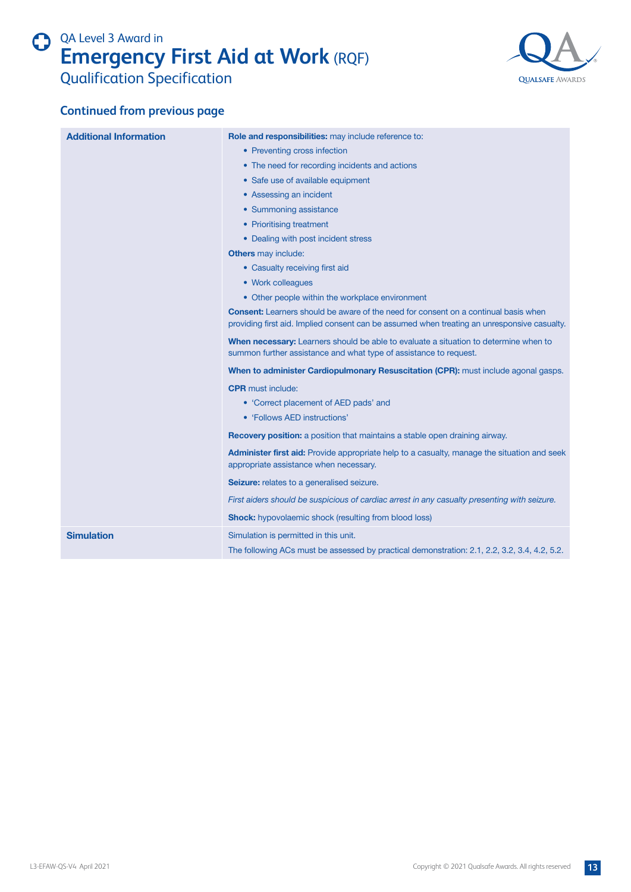## Continued from previous page

| | |
|---|---|
| **Additional Information** | **Role and responsibilities:** may include reference to:<br>• Preventing cross infection<br>• The need for recording incidents and actions<br>• Safe use of available equipment<br>• Assessing an incident<br>• Summoning assistance<br>• Prioritising treatment<br>• Dealing with post incident stress<br>**Others** may include:<br>• Casualty receiving first aid<br>• Work colleagues<br>• Other people within the workplace environment<br>**Consent:** Learners should be aware of the need for consent on a continual basis when providing first aid. Implied consent can be assumed when treating an unresponsive casualty.<br>**When necessary:** Learners should be able to evaluate a situation to determine when to summon further assistance and what type of assistance to request.<br>**When to administer Cardiopulmonary Resuscitation (CPR):** must include agonal gasps.<br>**CPR** must include:<br>• 'Correct placement of AED pads' and<br>• 'Follows AED instructions'<br>**Recovery position:** a position that maintains a stable open draining airway.<br>**Administer first aid:** Provide appropriate help to a casualty, manage the situation and seek appropriate assistance when necessary.<br>**Seizure:** relates to a generalised seizure.<br>*First aiders should be suspicious of cardiac arrest in any casualty presenting with seizure.*<br>**Shock:** hypovolaemic shock (resulting from blood loss) |
| **Simulation** | Simulation is permitted in this unit.<br>The following ACs must be assessed by practical demonstration: 2.1, 2.2, 3.2, 3.4, 4.2, 5.2. |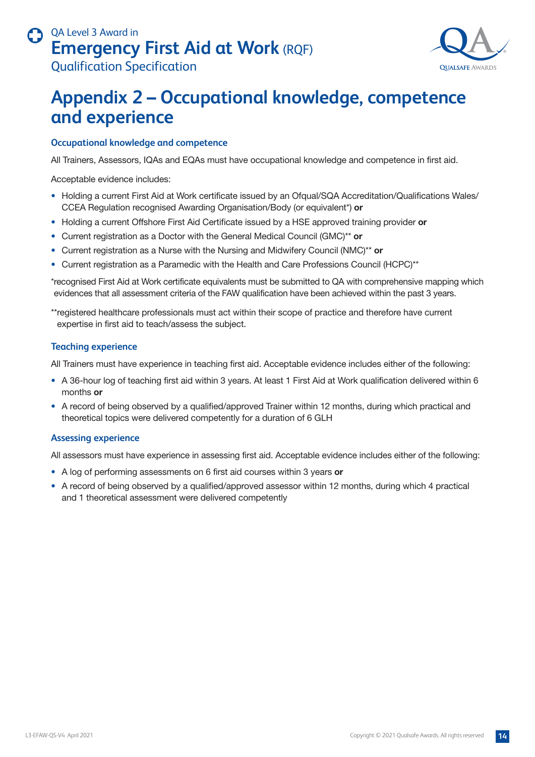# Appendix 2 – Occupational knowledge, competence and experience

### Occupational knowledge and competence

All Trainers, Assessors, IQAs and EQAs must have occupational knowledge and competence in first aid.

Acceptable evidence includes:

- Holding a current First Aid at Work certificate issued by an Ofqual/SQA Accreditation/Qualifications Wales/CCEA Regulation recognised Awarding Organisation/Body (or equivalent*) **or**
- Holding a current Offshore First Aid Certificate issued by a HSE approved training provider **or**
- Current registration as a Doctor with the General Medical Council (GMC)** **or**
- Current registration as a Nurse with the Nursing and Midwifery Council (NMC)** **or**
- Current registration as a Paramedic with the Health and Care Professions Council (HCPC)**

*recognised First Aid at Work certificate equivalents must be submitted to QA with comprehensive mapping which evidences that all assessment criteria of the FAW qualification have been achieved within the past 3 years.

**registered healthcare professionals must act within their scope of practice and therefore have current expertise in first aid to teach/assess the subject.

### Teaching experience

All Trainers must have experience in teaching first aid. Acceptable evidence includes either of the following:

- A 36-hour log of teaching first aid within 3 years. At least 1 First Aid at Work qualification delivered within 6 months **or**
- A record of being observed by a qualified/approved Trainer within 12 months, during which practical and theoretical topics were delivered competently for a duration of 6 GLH

### Assessing experience

All assessors must have experience in assessing first aid. Acceptable evidence includes either of the following:

- A log of performing assessments on 6 first aid courses within 3 years **or**
- A record of being observed by a qualified/approved assessor within 12 months, during which 4 practical and 1 theoretical assessment were delivered competently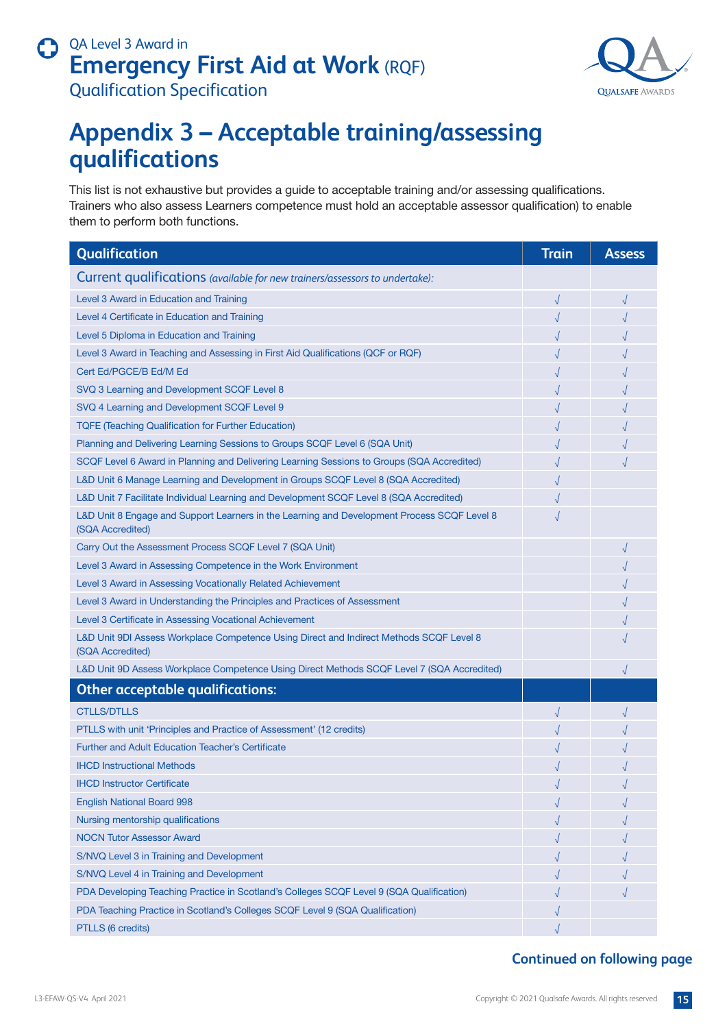# Appendix 3 – Acceptable training/assessing qualifications

This list is not exhaustive but provides a guide to acceptable training and/or assessing qualifications. Trainers who also assess Learners competence must hold an acceptable assessor qualification) to enable them to perform both functions.

| Qualification | Train | Assess |
|---|---|---|
| **Current qualifications** *(available for new trainers/assessors to undertake):* | | |
| Level 3 Award in Education and Training | √ | √ |
| Level 4 Certificate in Education and Training | √ | √ |
| Level 5 Diploma in Education and Training | √ | √ |
| Level 3 Award in Teaching and Assessing in First Aid Qualifications (QCF or RQF) | √ | √ |
| Cert Ed/PGCE/B Ed/M Ed | √ | √ |
| SVQ 3 Learning and Development SCQF Level 8 | √ | √ |
| SVQ 4 Learning and Development SCQF Level 9 | √ | √ |
| TQFE (Teaching Qualification for Further Education) | √ | √ |
| Planning and Delivering Learning Sessions to Groups SCQF Level 6 (SQA Unit) | √ | √ |
| SCQF Level 6 Award in Planning and Delivering Learning Sessions to Groups (SQA Accredited) | √ | √ |
| L&D Unit 6 Manage Learning and Development in Groups SCQF Level 8 (SQA Accredited) | √ | |
| L&D Unit 7 Facilitate Individual Learning and Development SCQF Level 8 (SQA Accredited) | √ | |
| L&D Unit 8 Engage and Support Learners in the Learning and Development Process SCQF Level 8 (SQA Accredited) | √ | |
| Carry Out the Assessment Process SCQF Level 7 (SQA Unit) | | √ |
| Level 3 Award in Assessing Competence in the Work Environment | | √ |
| Level 3 Award in Assessing Vocationally Related Achievement | | √ |
| Level 3 Award in Understanding the Principles and Practices of Assessment | | √ |
| Level 3 Certificate in Assessing Vocational Achievement | | √ |
| L&D Unit 9DI Assess Workplace Competence Using Direct and Indirect Methods SCQF Level 8 (SQA Accredited) | | √ |
| L&D Unit 9D Assess Workplace Competence Using Direct Methods SCQF Level 7 (SQA Accredited) | | √ |
| **Other acceptable qualifications:** | | |
| CTLLS/DTLLS | √ | √ |
| PTLLS with unit 'Principles and Practice of Assessment' (12 credits) | √ | √ |
| Further and Adult Education Teacher's Certificate | √ | √ |
| IHCD Instructional Methods | √ | √ |
| IHCD Instructor Certificate | √ | √ |
| English National Board 998 | √ | √ |
| Nursing mentorship qualifications | √ | √ |
| NOCN Tutor Assessor Award | √ | √ |
| S/NVQ Level 3 in Training and Development | √ | √ |
| S/NVQ Level 4 in Training and Development | √ | √ |
| PDA Developing Teaching Practice in Scotland's Colleges SCQF Level 9 (SQA Qualification) | √ | √ |
| PDA Teaching Practice in Scotland's Colleges SCQF Level 9 (SQA Qualification) | √ | |
| PTLLS (6 credits) | √ | |

**Continued on following page**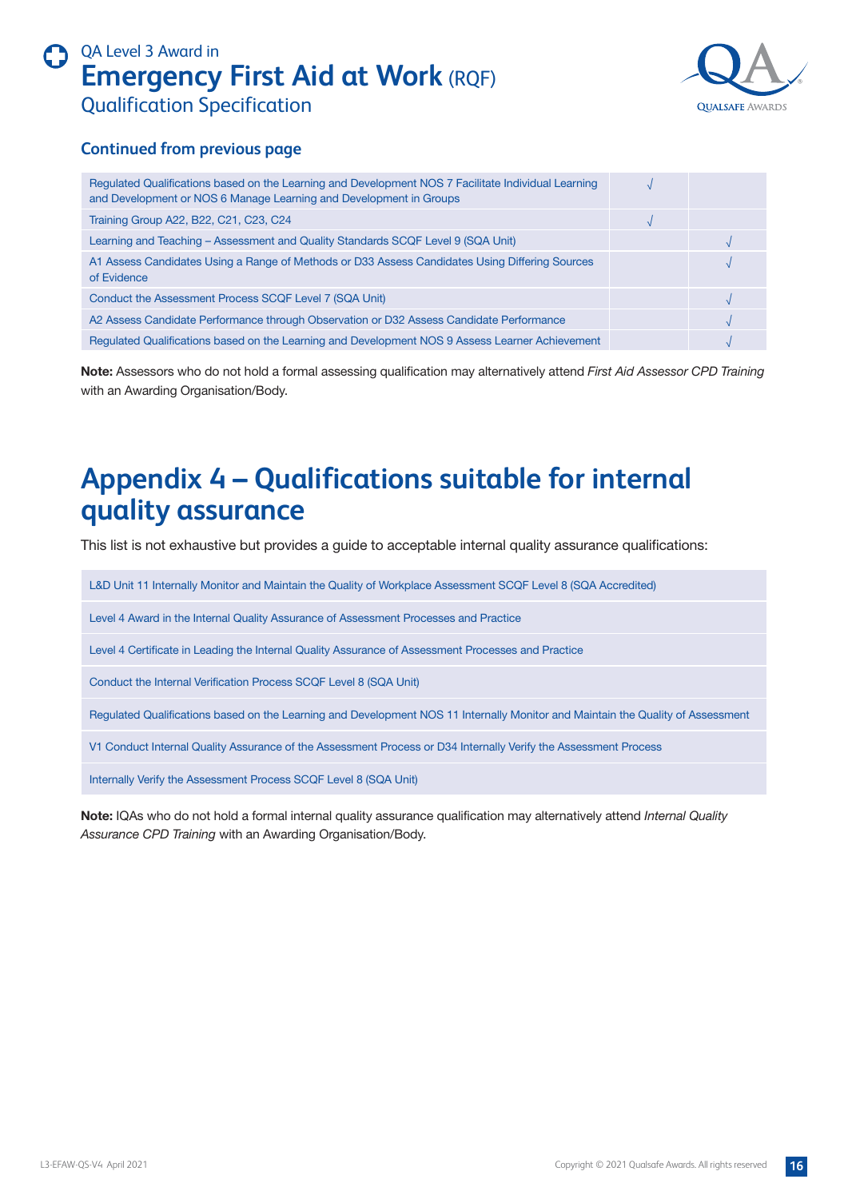### Continued from previous page

| | | |
|---|---|---|
| Regulated Qualifications based on the Learning and Development NOS 7 Facilitate Individual Learning and Development or NOS 6 Manage Learning and Development in Groups | √ | |
| Training Group A22, B22, C21, C23, C24 | √ | |
| Learning and Teaching – Assessment and Quality Standards SCQF Level 9 (SQA Unit) | | √ |
| A1 Assess Candidates Using a Range of Methods or D33 Assess Candidates Using Differing Sources of Evidence | | √ |
| Conduct the Assessment Process SCQF Level 7 (SQA Unit) | | √ |
| A2 Assess Candidate Performance through Observation or D32 Assess Candidate Performance | | √ |
| Regulated Qualifications based on the Learning and Development NOS 9 Assess Learner Achievement | | √ |

**Note:** Assessors who do not hold a formal assessing qualification may alternatively attend *First Aid Assessor CPD Training* with an Awarding Organisation/Body.

# Appendix 4 – Qualifications suitable for internal quality assurance

This list is not exhaustive but provides a guide to acceptable internal quality assurance qualifications:

| |
|---|
| L&D Unit 11 Internally Monitor and Maintain the Quality of Workplace Assessment SCQF Level 8 (SQA Accredited) |
| Level 4 Award in the Internal Quality Assurance of Assessment Processes and Practice |
| Level 4 Certificate in Leading the Internal Quality Assurance of Assessment Processes and Practice |
| Conduct the Internal Verification Process SCQF Level 8 (SQA Unit) |
| Regulated Qualifications based on the Learning and Development NOS 11 Internally Monitor and Maintain the Quality of Assessment |
| V1 Conduct Internal Quality Assurance of the Assessment Process or D34 Internally Verify the Assessment Process |
| Internally Verify the Assessment Process SCQF Level 8 (SQA Unit) |

**Note:** IQAs who do not hold a formal internal quality assurance qualification may alternatively attend *Internal Quality Assurance CPD Training* with an Awarding Organisation/Body.